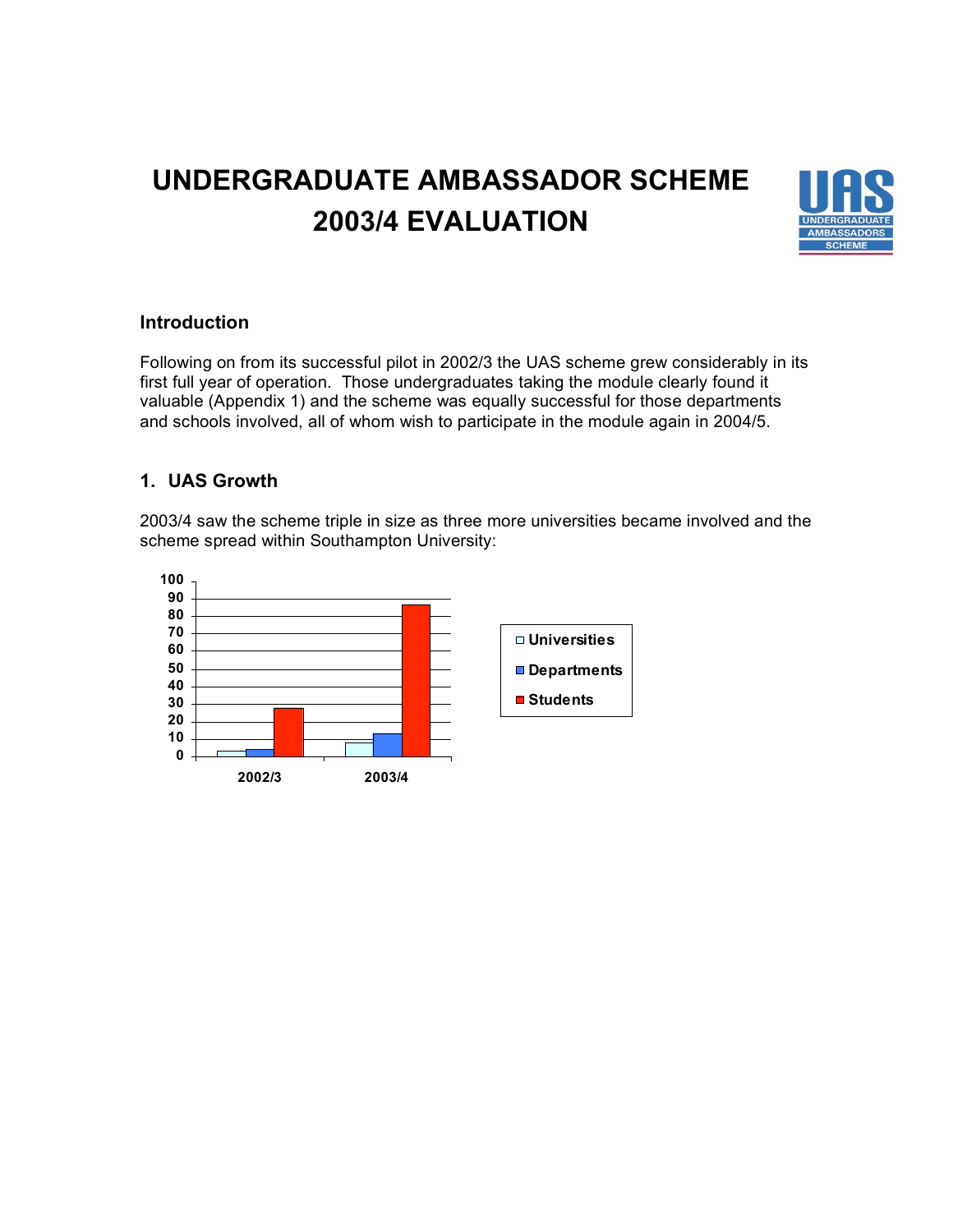# UNDERGRADUATE AMBASSADOR SCHEME 2003/4 EVALUATION

## Introduction

Following on from its successful pilot in 2002/3 the UAS scheme grew considerably in its first full year of operation. Those undergraduates taking the module clearly found it valuable (Appendix 1) and the scheme was equally successful for those departments and schools involved, all of whom wish to participate in the module again in 2004/5.

## 1. UAS Growth

2003/4 saw the scheme triple in size as three more universities became involved and the scheme spread within Southampton University: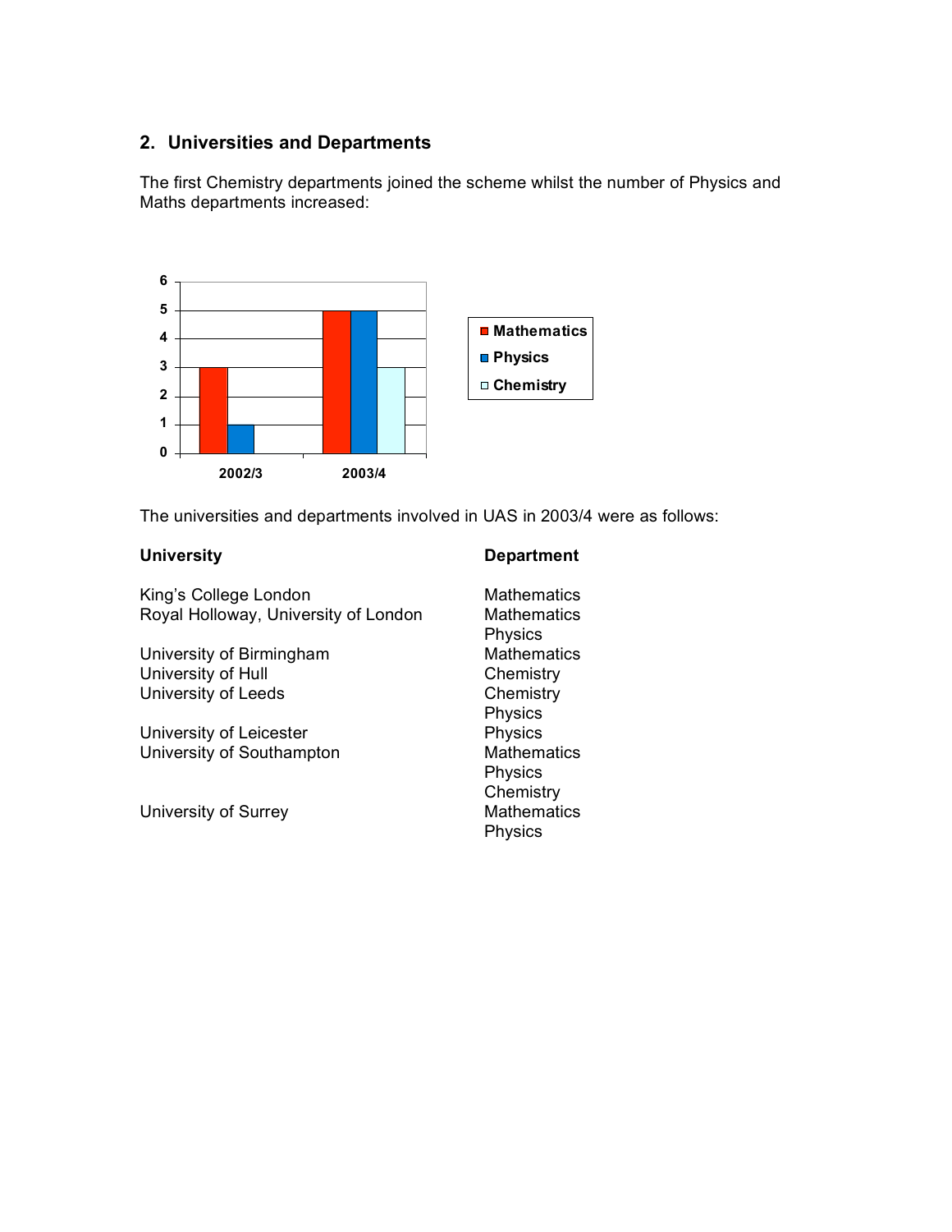## 2. Universities and Departments

The first Chemistry departments joined the scheme whilst the number of Physics and Maths departments increased:

| | Mathematics | Physics | Chemistry |
|---|---|---|---|
| 2002/3 | 3 | 1 | 0 |
| 2003/4 | 5 | 5 | 3 |

The universities and departments involved in UAS in 2003/4 were as follows:

| University | Department |
|---|---|
| King's College London | Mathematics |
| Royal Holloway, University of London | Mathematics |
| | Physics |
| University of Birmingham | Mathematics |
| University of Hull | Chemistry |
| University of Leeds | Chemistry |
| | Physics |
| University of Leicester | Physics |
| University of Southampton | Mathematics |
| | Physics |
| | Chemistry |
| University of Surrey | Mathematics |
| | Physics |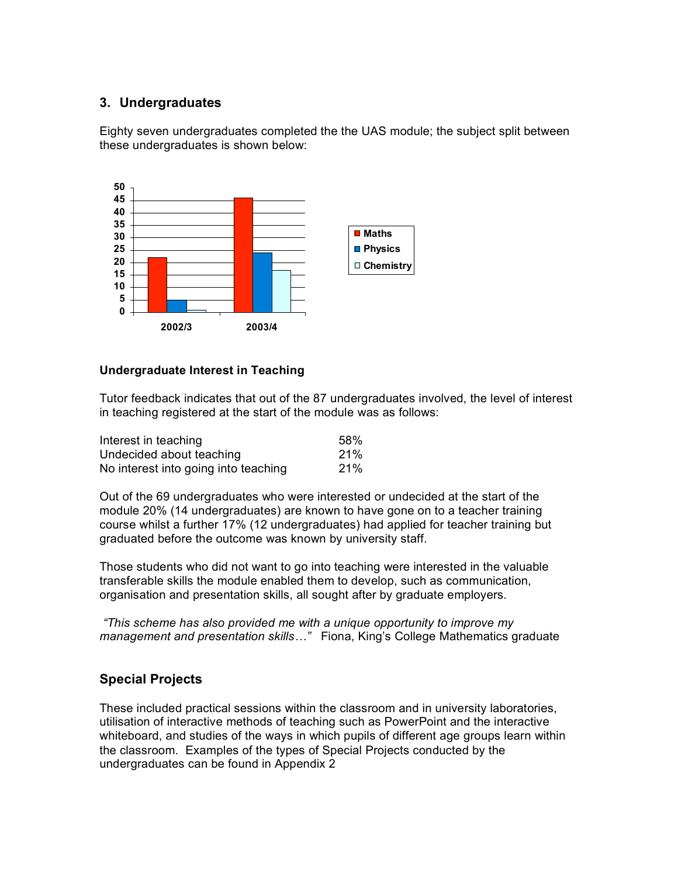## 3. Undergraduates

Eighty seven undergraduates completed the the UAS module; the subject split between these undergraduates is shown below:

### Undergraduate Interest in Teaching

Tutor feedback indicates that out of the 87 undergraduates involved, the level of interest in teaching registered at the start of the module was as follows:

| | |
|---|---|
| Interest in teaching | 58% |
| Undecided about teaching | 21% |
| No interest into going into teaching | 21% |

Out of the 69 undergraduates who were interested or undecided at the start of the module 20% (14 undergraduates) are known to have gone on to a teacher training course whilst a further 17% (12 undergraduates) had applied for teacher training but graduated before the outcome was known by university staff.

Those students who did not want to go into teaching were interested in the valuable transferable skills the module enabled them to develop, such as communication, organisation and presentation skills, all sought after by graduate employers.

*"This scheme has also provided me with a unique opportunity to improve my management and presentation skills…"* Fiona, King's College Mathematics graduate

## Special Projects

These included practical sessions within the classroom and in university laboratories, utilisation of interactive methods of teaching such as PowerPoint and the interactive whiteboard, and studies of the ways in which pupils of different age groups learn within the classroom. Examples of the types of Special Projects conducted by the undergraduates can be found in Appendix 2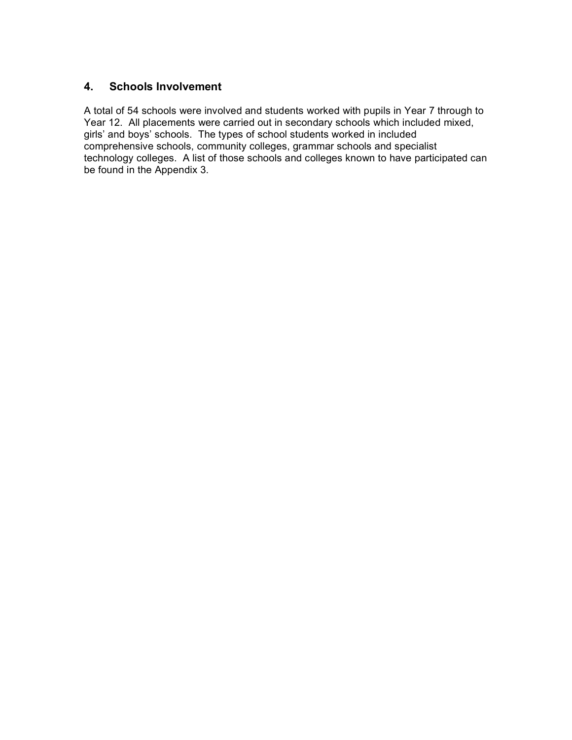## 4. Schools Involvement

A total of 54 schools were involved and students worked with pupils in Year 7 through to Year 12. All placements were carried out in secondary schools which included mixed, girls' and boys' schools. The types of school students worked in included comprehensive schools, community colleges, grammar schools and specialist technology colleges. A list of those schools and colleges known to have participated can be found in the Appendix 3.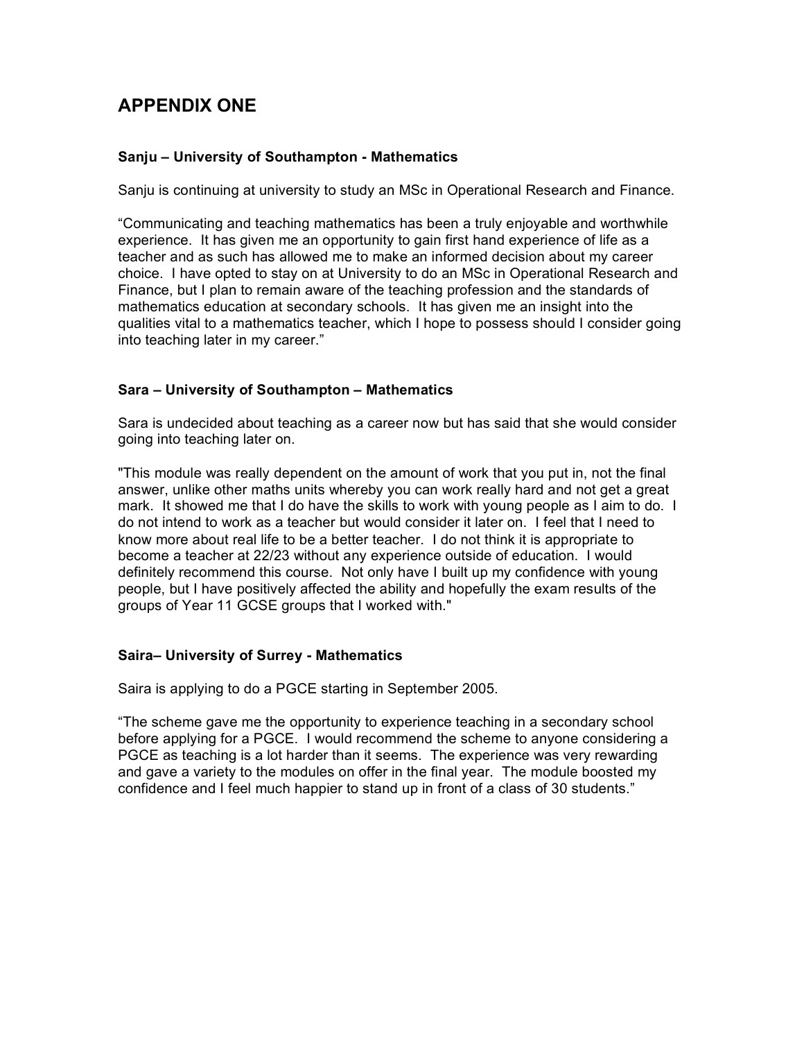## APPENDIX ONE

**Sanju – University of Southampton - Mathematics**

Sanju is continuing at university to study an MSc in Operational Research and Finance.

"Communicating and teaching mathematics has been a truly enjoyable and worthwhile experience. It has given me an opportunity to gain first hand experience of life as a teacher and as such has allowed me to make an informed decision about my career choice. I have opted to stay on at University to do an MSc in Operational Research and Finance, but I plan to remain aware of the teaching profession and the standards of mathematics education at secondary schools. It has given me an insight into the qualities vital to a mathematics teacher, which I hope to possess should I consider going into teaching later in my career."

**Sara – University of Southampton – Mathematics**

Sara is undecided about teaching as a career now but has said that she would consider going into teaching later on.

"This module was really dependent on the amount of work that you put in, not the final answer, unlike other maths units whereby you can work really hard and not get a great mark. It showed me that I do have the skills to work with young people as I aim to do. I do not intend to work as a teacher but would consider it later on. I feel that I need to know more about real life to be a better teacher. I do not think it is appropriate to become a teacher at 22/23 without any experience outside of education. I would definitely recommend this course. Not only have I built up my confidence with young people, but I have positively affected the ability and hopefully the exam results of the groups of Year 11 GCSE groups that I worked with."

**Saira– University of Surrey - Mathematics**

Saira is applying to do a PGCE starting in September 2005.

"The scheme gave me the opportunity to experience teaching in a secondary school before applying for a PGCE. I would recommend the scheme to anyone considering a PGCE as teaching is a lot harder than it seems. The experience was very rewarding and gave a variety to the modules on offer in the final year. The module boosted my confidence and I feel much happier to stand up in front of a class of 30 students."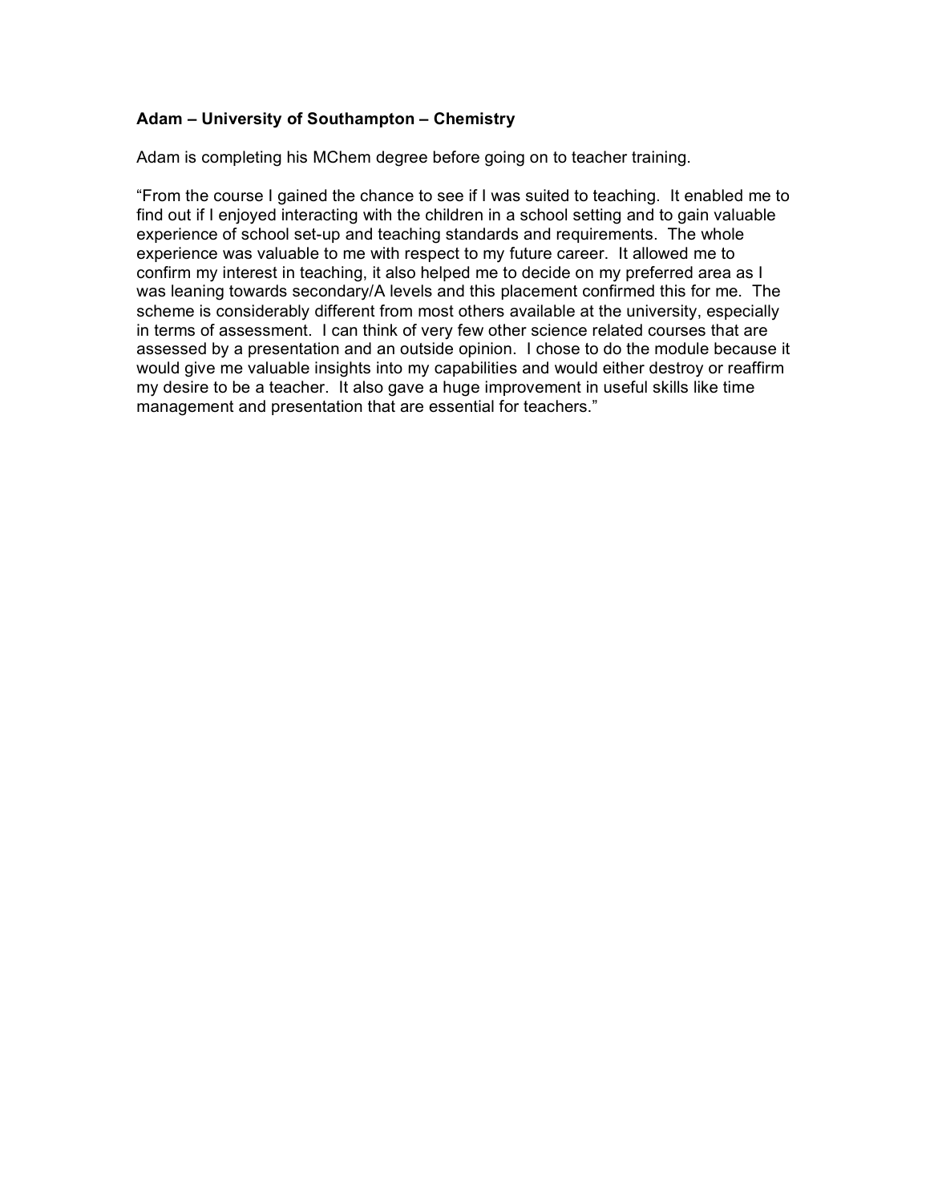**Adam – University of Southampton – Chemistry**

Adam is completing his MChem degree before going on to teacher training.

"From the course I gained the chance to see if I was suited to teaching. It enabled me to find out if I enjoyed interacting with the children in a school setting and to gain valuable experience of school set-up and teaching standards and requirements. The whole experience was valuable to me with respect to my future career. It allowed me to confirm my interest in teaching, it also helped me to decide on my preferred area as I was leaning towards secondary/A levels and this placement confirmed this for me. The scheme is considerably different from most others available at the university, especially in terms of assessment. I can think of very few other science related courses that are assessed by a presentation and an outside opinion. I chose to do the module because it would give me valuable insights into my capabilities and would either destroy or reaffirm my desire to be a teacher. It also gave a huge improvement in useful skills like time management and presentation that are essential for teachers."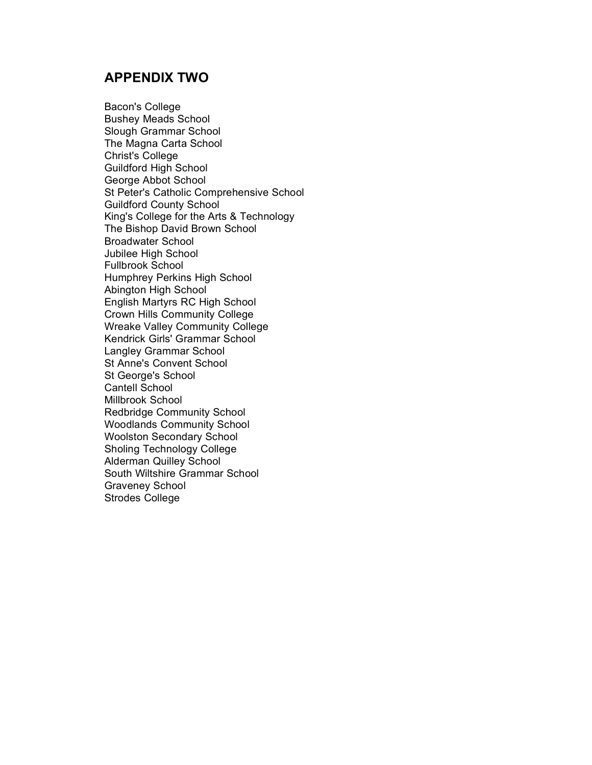## APPENDIX TWO

Bacon's College
Bushey Meads School
Slough Grammar School
The Magna Carta School
Christ's College
Guildford High School
George Abbot School
St Peter's Catholic Comprehensive School
Guildford County School
King's College for the Arts & Technology
The Bishop David Brown School
Broadwater School
Jubilee High School
Fullbrook School
Humphrey Perkins High School
Abington High School
English Martyrs RC High School
Crown Hills Community College
Wreake Valley Community College
Kendrick Girls' Grammar School
Langley Grammar School
St Anne's Convent School
St George's School
Cantell School
Millbrook School
Redbridge Community School
Woodlands Community School
Woolston Secondary School
Sholing Technology College
Alderman Quilley School
South Wiltshire Grammar School
Graveney School
Strodes College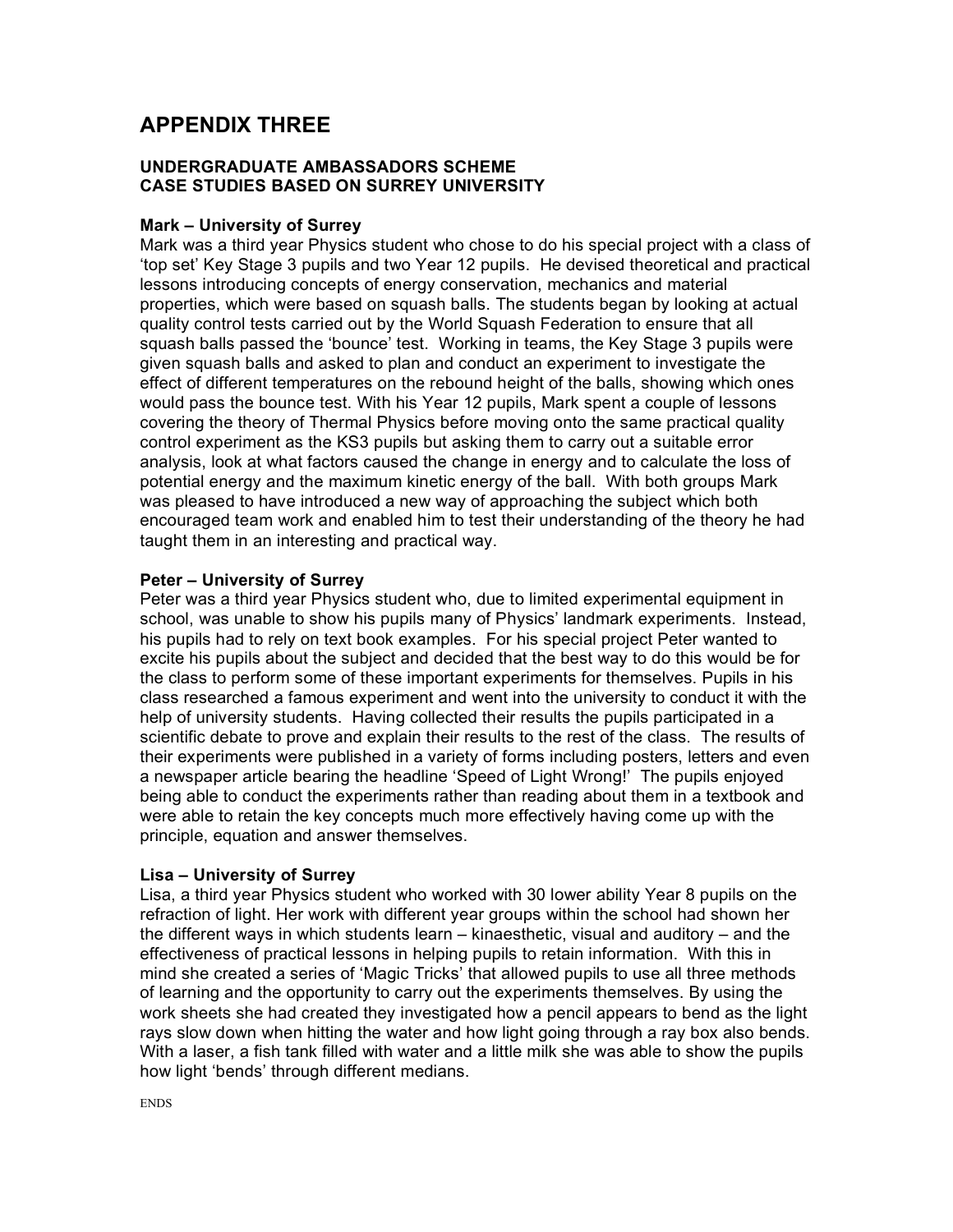# APPENDIX THREE

## UNDERGRADUATE AMBASSADORS SCHEME
## CASE STUDIES BASED ON SURREY UNIVERSITY

**Mark – University of Surrey**

Mark was a third year Physics student who chose to do his special project with a class of 'top set' Key Stage 3 pupils and two Year 12 pupils. He devised theoretical and practical lessons introducing concepts of energy conservation, mechanics and material properties, which were based on squash balls. The students began by looking at actual quality control tests carried out by the World Squash Federation to ensure that all squash balls passed the 'bounce' test. Working in teams, the Key Stage 3 pupils were given squash balls and asked to plan and conduct an experiment to investigate the effect of different temperatures on the rebound height of the balls, showing which ones would pass the bounce test. With his Year 12 pupils, Mark spent a couple of lessons covering the theory of Thermal Physics before moving onto the same practical quality control experiment as the KS3 pupils but asking them to carry out a suitable error analysis, look at what factors caused the change in energy and to calculate the loss of potential energy and the maximum kinetic energy of the ball. With both groups Mark was pleased to have introduced a new way of approaching the subject which both encouraged team work and enabled him to test their understanding of the theory he had taught them in an interesting and practical way.

**Peter – University of Surrey**

Peter was a third year Physics student who, due to limited experimental equipment in school, was unable to show his pupils many of Physics' landmark experiments. Instead, his pupils had to rely on text book examples. For his special project Peter wanted to excite his pupils about the subject and decided that the best way to do this would be for the class to perform some of these important experiments for themselves. Pupils in his class researched a famous experiment and went into the university to conduct it with the help of university students. Having collected their results the pupils participated in a scientific debate to prove and explain their results to the rest of the class. The results of their experiments were published in a variety of forms including posters, letters and even a newspaper article bearing the headline 'Speed of Light Wrong!' The pupils enjoyed being able to conduct the experiments rather than reading about them in a textbook and were able to retain the key concepts much more effectively having come up with the principle, equation and answer themselves.

**Lisa – University of Surrey**

Lisa, a third year Physics student who worked with 30 lower ability Year 8 pupils on the refraction of light. Her work with different year groups within the school had shown her the different ways in which students learn – kinaesthetic, visual and auditory – and the effectiveness of practical lessons in helping pupils to retain information. With this in mind she created a series of 'Magic Tricks' that allowed pupils to use all three methods of learning and the opportunity to carry out the experiments themselves. By using the work sheets she had created they investigated how a pencil appears to bend as the light rays slow down when hitting the water and how light going through a ray box also bends. With a laser, a fish tank filled with water and a little milk she was able to show the pupils how light 'bends' through different medians.

ENDS